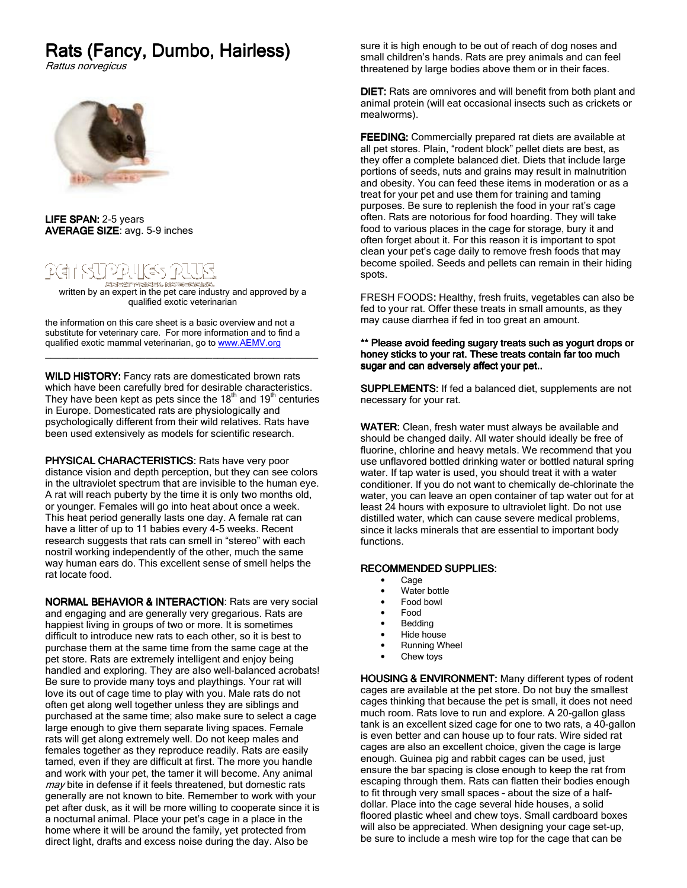# Rats (Fancy, Dumbo, Hairless)

*Rattus norvegicus*

**LIFE SPAN:** 2-5 years
**AVERAGE SIZE**: avg. 5-9 inches

written by an expert in the pet care industry and approved by a qualified exotic veterinarian

the information on this care sheet is a basic overview and not a substitute for veterinary care. For more information and to find a qualified exotic mammal veterinarian, go to [www.AEMV.org](http://www.AEMV.org)

---

**WILD HISTORY:** Fancy rats are domesticated brown rats which have been carefully bred for desirable characteristics. They have been kept as pets since the 18th and 19th centuries in Europe. Domesticated rats are physiologically and psychologically different from their wild relatives. Rats have been used extensively as models for scientific research.

**PHYSICAL CHARACTERISTICS:** Rats have very poor distance vision and depth perception, but they can see colors in the ultraviolet spectrum that are invisible to the human eye. A rat will reach puberty by the time it is only two months old, or younger. Females will go into heat about once a week. This heat period generally lasts one day. A female rat can have a litter of up to 11 babies every 4-5 weeks. Recent research suggests that rats can smell in "stereo" with each nostril working independently of the other, much the same way human ears do. This excellent sense of smell helps the rat locate food.

**NORMAL BEHAVIOR & INTERACTION**: Rats are very social and engaging and are generally very gregarious. Rats are happiest living in groups of two or more. It is sometimes difficult to introduce new rats to each other, so it is best to purchase them at the same time from the same cage at the pet store. Rats are extremely intelligent and enjoy being handled and exploring. They are also well-balanced acrobats! Be sure to provide many toys and playthings. Your rat will love its out of cage time to play with you. Male rats do not often get along well together unless they are siblings and purchased at the same time; also make sure to select a cage large enough to give them separate living spaces. Female rats will get along extremely well. Do not keep males and females together as they reproduce readily. Rats are easily tamed, even if they are difficult at first. The more you handle and work with your pet, the tamer it will become. Any animal *may* bite in defense if it feels threatened, but domestic rats generally are not known to bite. Remember to work with your pet after dusk, as it will be more willing to cooperate since it is a nocturnal animal. Place your pet's cage in a place in the home where it will be around the family, yet protected from direct light, drafts and excess noise during the day. Also be sure it is high enough to be out of reach of dog noses and small children's hands. Rats are prey animals and can feel threatened by large bodies above them or in their faces.

**DIET:** Rats are omnivores and will benefit from both plant and animal protein (will eat occasional insects such as crickets or mealworms).

**FEEDING:** Commercially prepared rat diets are available at all pet stores. Plain, "rodent block" pellet diets are best, as they offer a complete balanced diet. Diets that include large portions of seeds, nuts and grains may result in malnutrition and obesity. You can feed these items in moderation or as a treat for your pet and use them for training and taming purposes. Be sure to replenish the food in your rat's cage often. Rats are notorious for food hoarding. They will take food to various places in the cage for storage, bury it and often forget about it. For this reason it is important to spot clean your pet's cage daily to remove fresh foods that may become spoiled. Seeds and pellets can remain in their hiding spots.

FRESH FOODS: Healthy, fresh fruits, vegetables can also be fed to your rat. Offer these treats in small amounts, as they may cause diarrhea if fed in too great an amount.

**\*\* Please avoid feeding sugary treats such as yogurt drops or honey sticks to your rat. These treats contain far too much sugar and can adversely affect your pet..**

**SUPPLEMENTS:** If fed a balanced diet, supplements are not necessary for your rat.

**WATER:** Clean, fresh water must always be available and should be changed daily. All water should ideally be free of fluorine, chlorine and heavy metals. We recommend that you use unflavored bottled drinking water or bottled natural spring water. If tap water is used, you should treat it with a water conditioner. If you do not want to chemically de-chlorinate the water, you can leave an open container of tap water out for at least 24 hours with exposure to ultraviolet light. Do not use distilled water, which can cause severe medical problems, since it lacks minerals that are essential to important body functions.

**RECOMMENDED SUPPLIES:**

- Cage
- Water bottle
- Food bowl
- Food
- Bedding
- Hide house
- Running Wheel
- Chew toys

**HOUSING & ENVIRONMENT:** Many different types of rodent cages are available at the pet store. Do not buy the smallest cages thinking that because the pet is small, it does not need much room. Rats love to run and explore. A 20-gallon glass tank is an excellent sized cage for one to two rats, a 40-gallon is even better and can house up to four rats. Wire sided rat cages are also an excellent choice, given the cage is large enough. Guinea pig and rabbit cages can be used, just ensure the bar spacing is close enough to keep the rat from escaping through them. Rats can flatten their bodies enough to fit through very small spaces – about the size of a half-dollar. Place into the cage several hide houses, a solid floored plastic wheel and chew toys. Small cardboard boxes will also be appreciated. When designing your cage set-up, be sure to include a mesh wire top for the cage that can be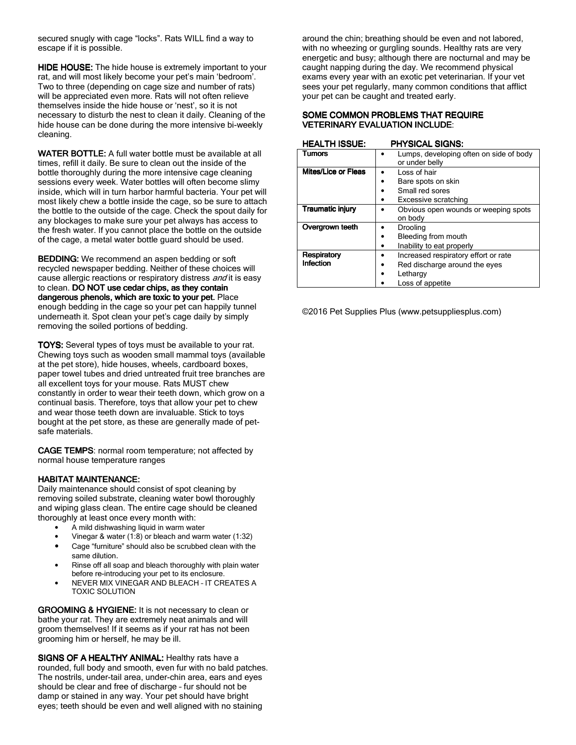secured snugly with cage "locks". Rats WILL find a way to escape if it is possible.

**HIDE HOUSE:** The hide house is extremely important to your rat, and will most likely become your pet's main 'bedroom'. Two to three (depending on cage size and number of rats) will be appreciated even more. Rats will not often relieve themselves inside the hide house or 'nest', so it is not necessary to disturb the nest to clean it daily. Cleaning of the hide house can be done during the more intensive bi-weekly cleaning.

**WATER BOTTLE:** A full water bottle must be available at all times, refill it daily. Be sure to clean out the inside of the bottle thoroughly during the more intensive cage cleaning sessions every week. Water bottles will often become slimy inside, which will in turn harbor harmful bacteria. Your pet will most likely chew a bottle inside the cage, so be sure to attach the bottle to the outside of the cage. Check the spout daily for any blockages to make sure your pet always has access to the fresh water. If you cannot place the bottle on the outside of the cage, a metal water bottle guard should be used.

**BEDDING:** We recommend an aspen bedding or soft recycled newspaper bedding. Neither of these choices will cause allergic reactions or respiratory distress *and* it is easy to clean. **DO NOT use cedar chips, as they contain dangerous phenols, which are toxic to your pet.** Place enough bedding in the cage so your pet can happily tunnel underneath it. Spot clean your pet's cage daily by simply removing the soiled portions of bedding.

**TOYS:** Several types of toys must be available to your rat. Chewing toys such as wooden small mammal toys (available at the pet store), hide houses, wheels, cardboard boxes, paper towel tubes and dried untreated fruit tree branches are all excellent toys for your mouse. Rats MUST chew constantly in order to wear their teeth down, which grow on a continual basis. Therefore, toys that allow your pet to chew and wear those teeth down are invaluable. Stick to toys bought at the pet store, as these are generally made of pet-safe materials.

**CAGE TEMPS**: normal room temperature; not affected by normal house temperature ranges

**HABITAT MAINTENANCE:**

Daily maintenance should consist of spot cleaning by removing soiled substrate, cleaning water bowl thoroughly and wiping glass clean. The entire cage should be cleaned thoroughly at least once every month with:

- A mild dishwashing liquid in warm water
- Vinegar & water (1:8) or bleach and warm water (1:32)
- Cage "furniture" should also be scrubbed clean with the same dilution.
- Rinse off all soap and bleach thoroughly with plain water before re-introducing your pet to its enclosure.
- NEVER MIX VINEGAR AND BLEACH – IT CREATES A TOXIC SOLUTION

**GROOMING & HYGIENE:** It is not necessary to clean or bathe your rat. They are extremely neat animals and will groom themselves! If it seems as if your rat has not been grooming him or herself, he may be ill.

**SIGNS OF A HEALTHY ANIMAL:** Healthy rats have a rounded, full body and smooth, even fur with no bald patches. The nostrils, under-tail area, under-chin area, ears and eyes should be clear and free of discharge – fur should not be damp or stained in any way. Your pet should have bright eyes; teeth should be even and well aligned with no staining around the chin; breathing should be even and not labored, with no wheezing or gurgling sounds. Healthy rats are very energetic and busy; although there are nocturnal and may be caught napping during the day. We recommend physical exams every year with an exotic pet veterinarian. If your vet sees your pet regularly, many common conditions that afflict your pet can be caught and treated early.

**SOME COMMON PROBLEMS THAT REQUIRE VETERINARY EVALUATION INCLUDE**:

| HEALTH ISSUE: | PHYSICAL SIGNS: |
|---|---|
| Tumors | • Lumps, developing often on side of body or under belly |
| Mites/Lice or Fleas | • Loss of hair<br>• Bare spots on skin<br>• Small red sores<br>• Excessive scratching |
| Traumatic injury | • Obvious open wounds or weeping spots on body |
| Overgrown teeth | • Drooling<br>• Bleeding from mouth<br>• Inability to eat properly |
| Respiratory Infection | • Increased respiratory effort or rate<br>• Red discharge around the eyes<br>• Lethargy<br>• Loss of appetite |

©2016 Pet Supplies Plus (www.petsuppliesplus.com)